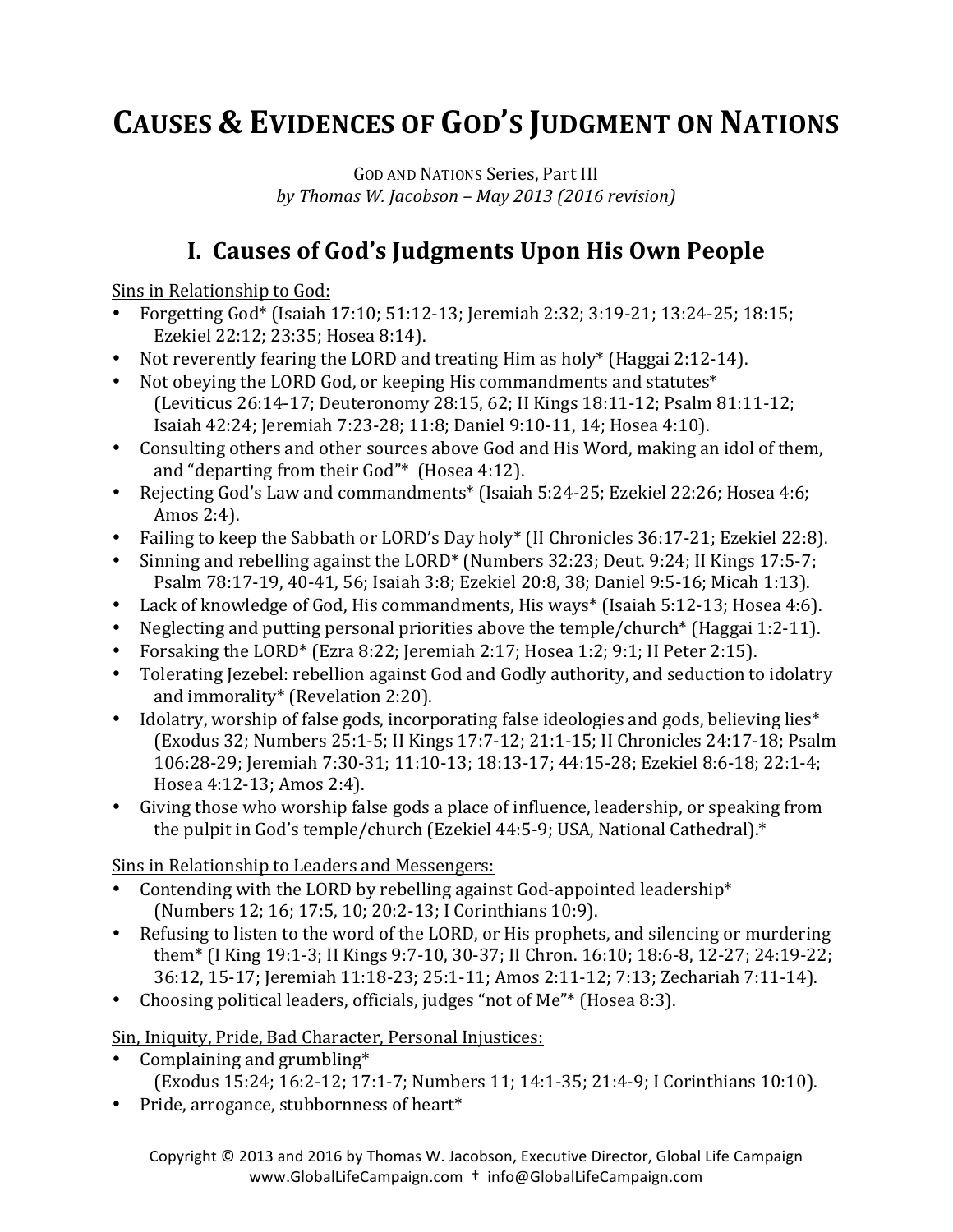# CAUSES & EVIDENCES OF GOD'S JUDGMENT ON NATIONS

GOD AND NATIONS Series, Part III
*by Thomas W. Jacobson – May 2013 (2016 revision)*

## I. Causes of God's Judgments Upon His Own People

Sins in Relationship to God:

- Forgetting God* (Isaiah 17:10; 51:12-13; Jeremiah 2:32; 3:19-21; 13:24-25; 18:15; Ezekiel 22:12; 23:35; Hosea 8:14).
- Not reverently fearing the LORD and treating Him as holy* (Haggai 2:12-14).
- Not obeying the LORD God, or keeping His commandments and statutes* (Leviticus 26:14-17; Deuteronomy 28:15, 62; II Kings 18:11-12; Psalm 81:11-12; Isaiah 42:24; Jeremiah 7:23-28; 11:8; Daniel 9:10-11, 14; Hosea 4:10).
- Consulting others and other sources above God and His Word, making an idol of them, and "departing from their God"* (Hosea 4:12).
- Rejecting God's Law and commandments* (Isaiah 5:24-25; Ezekiel 22:26; Hosea 4:6; Amos 2:4).
- Failing to keep the Sabbath or LORD's Day holy* (II Chronicles 36:17-21; Ezekiel 22:8).
- Sinning and rebelling against the LORD* (Numbers 32:23; Deut. 9:24; II Kings 17:5-7; Psalm 78:17-19, 40-41, 56; Isaiah 3:8; Ezekiel 20:8, 38; Daniel 9:5-16; Micah 1:13).
- Lack of knowledge of God, His commandments, His ways* (Isaiah 5:12-13; Hosea 4:6).
- Neglecting and putting personal priorities above the temple/church* (Haggai 1:2-11).
- Forsaking the LORD* (Ezra 8:22; Jeremiah 2:17; Hosea 1:2; 9:1; II Peter 2:15).
- Tolerating Jezebel: rebellion against God and Godly authority, and seduction to idolatry and immorality* (Revelation 2:20).
- Idolatry, worship of false gods, incorporating false ideologies and gods, believing lies* (Exodus 32; Numbers 25:1-5; II Kings 17:7-12; 21:1-15; II Chronicles 24:17-18; Psalm 106:28-29; Jeremiah 7:30-31; 11:10-13; 18:13-17; 44:15-28; Ezekiel 8:6-18; 22:1-4; Hosea 4:12-13; Amos 2:4).
- Giving those who worship false gods a place of influence, leadership, or speaking from the pulpit in God's temple/church (Ezekiel 44:5-9; USA, National Cathedral).*

Sins in Relationship to Leaders and Messengers:

- Contending with the LORD by rebelling against God-appointed leadership* (Numbers 12; 16; 17:5, 10; 20:2-13; I Corinthians 10:9).
- Refusing to listen to the word of the LORD, or His prophets, and silencing or murdering them* (I King 19:1-3; II Kings 9:7-10, 30-37; II Chron. 16:10; 18:6-8, 12-27; 24:19-22; 36:12, 15-17; Jeremiah 11:18-23; 25:1-11; Amos 2:11-12; 7:13; Zechariah 7:11-14).
- Choosing political leaders, officials, judges "not of Me"* (Hosea 8:3).

Sin, Iniquity, Pride, Bad Character, Personal Injustices:

- Complaining and grumbling* (Exodus 15:24; 16:2-12; 17:1-7; Numbers 11; 14:1-35; 21:4-9; I Corinthians 10:10).
- Pride, arrogance, stubbornness of heart*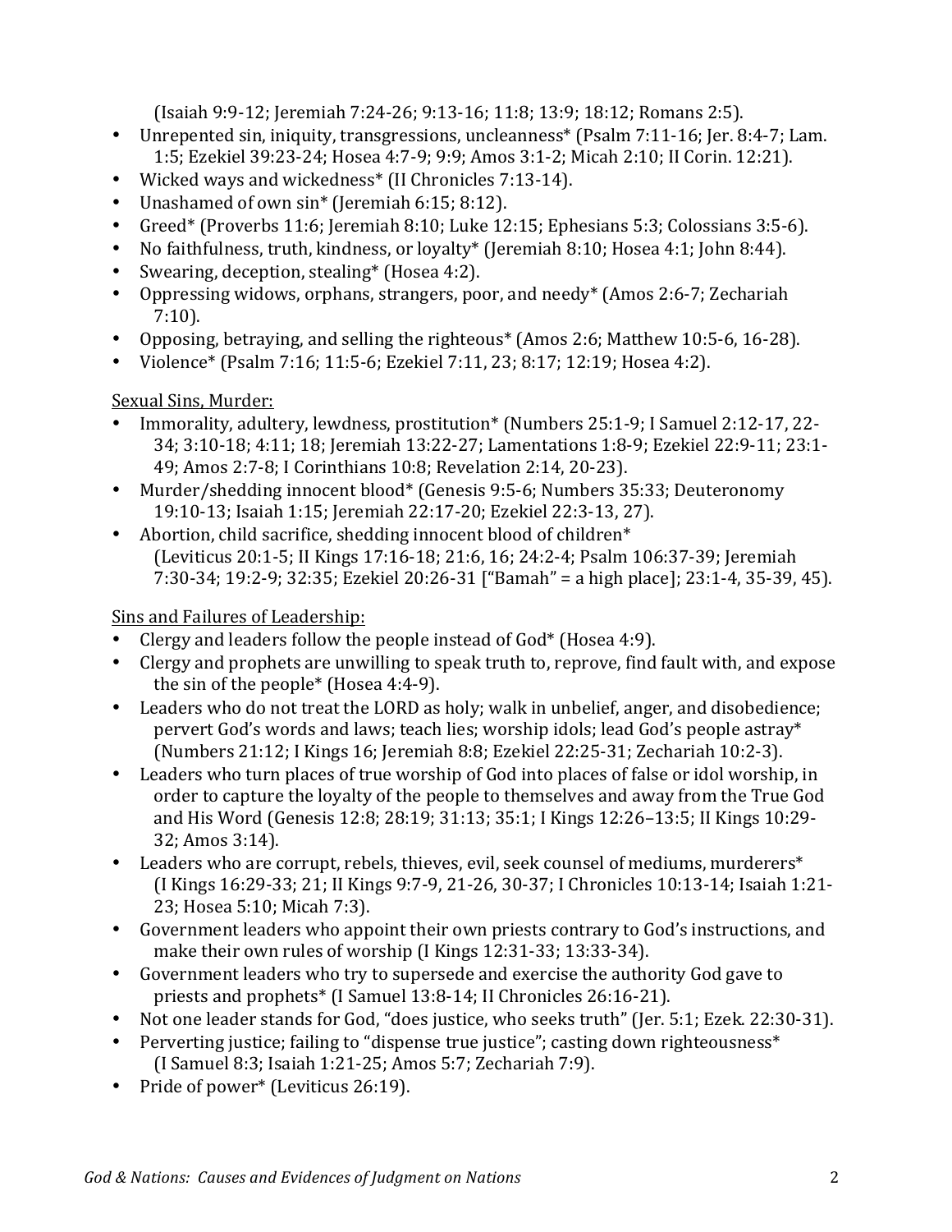(Isaiah 9:9-12; Jeremiah 7:24-26; 9:13-16; 11:8; 13:9; 18:12; Romans 2:5).

- Unrepented sin, iniquity, transgressions, uncleanness* (Psalm 7:11-16; Jer. 8:4-7; Lam. 1:5; Ezekiel 39:23-24; Hosea 4:7-9; 9:9; Amos 3:1-2; Micah 2:10; II Corin. 12:21).
- Wicked ways and wickedness* (II Chronicles 7:13-14).
- Unashamed of own sin* (Jeremiah 6:15; 8:12).
- Greed* (Proverbs 11:6; Jeremiah 8:10; Luke 12:15; Ephesians 5:3; Colossians 3:5-6).
- No faithfulness, truth, kindness, or loyalty* (Jeremiah 8:10; Hosea 4:1; John 8:44).
- Swearing, deception, stealing* (Hosea 4:2).
- Oppressing widows, orphans, strangers, poor, and needy* (Amos 2:6-7; Zechariah 7:10).
- Opposing, betraying, and selling the righteous* (Amos 2:6; Matthew 10:5-6, 16-28).
- Violence* (Psalm 7:16; 11:5-6; Ezekiel 7:11, 23; 8:17; 12:19; Hosea 4:2).

Sexual Sins, Murder:

- Immorality, adultery, lewdness, prostitution* (Numbers 25:1-9; I Samuel 2:12-17, 22-34; 3:10-18; 4:11; 18; Jeremiah 13:22-27; Lamentations 1:8-9; Ezekiel 22:9-11; 23:1-49; Amos 2:7-8; I Corinthians 10:8; Revelation 2:14, 20-23).
- Murder/shedding innocent blood* (Genesis 9:5-6; Numbers 35:33; Deuteronomy 19:10-13; Isaiah 1:15; Jeremiah 22:17-20; Ezekiel 22:3-13, 27).
- Abortion, child sacrifice, shedding innocent blood of children* (Leviticus 20:1-5; II Kings 17:16-18; 21:6, 16; 24:2-4; Psalm 106:37-39; Jeremiah 7:30-34; 19:2-9; 32:35; Ezekiel 20:26-31 ["Bamah" = a high place]; 23:1-4, 35-39, 45).

Sins and Failures of Leadership:

- Clergy and leaders follow the people instead of God* (Hosea 4:9).
- Clergy and prophets are unwilling to speak truth to, reprove, find fault with, and expose the sin of the people* (Hosea 4:4-9).
- Leaders who do not treat the LORD as holy; walk in unbelief, anger, and disobedience; pervert God's words and laws; teach lies; worship idols; lead God's people astray* (Numbers 21:12; I Kings 16; Jeremiah 8:8; Ezekiel 22:25-31; Zechariah 10:2-3).
- Leaders who turn places of true worship of God into places of false or idol worship, in order to capture the loyalty of the people to themselves and away from the True God and His Word (Genesis 12:8; 28:19; 31:13; 35:1; I Kings 12:26–13:5; II Kings 10:29-32; Amos 3:14).
- Leaders who are corrupt, rebels, thieves, evil, seek counsel of mediums, murderers* (I Kings 16:29-33; 21; II Kings 9:7-9, 21-26, 30-37; I Chronicles 10:13-14; Isaiah 1:21-23; Hosea 5:10; Micah 7:3).
- Government leaders who appoint their own priests contrary to God's instructions, and make their own rules of worship (I Kings 12:31-33; 13:33-34).
- Government leaders who try to supersede and exercise the authority God gave to priests and prophets* (I Samuel 13:8-14; II Chronicles 26:16-21).
- Not one leader stands for God, "does justice, who seeks truth" (Jer. 5:1; Ezek. 22:30-31).
- Perverting justice; failing to "dispense true justice"; casting down righteousness* (I Samuel 8:3; Isaiah 1:21-25; Amos 5:7; Zechariah 7:9).
- Pride of power* (Leviticus 26:19).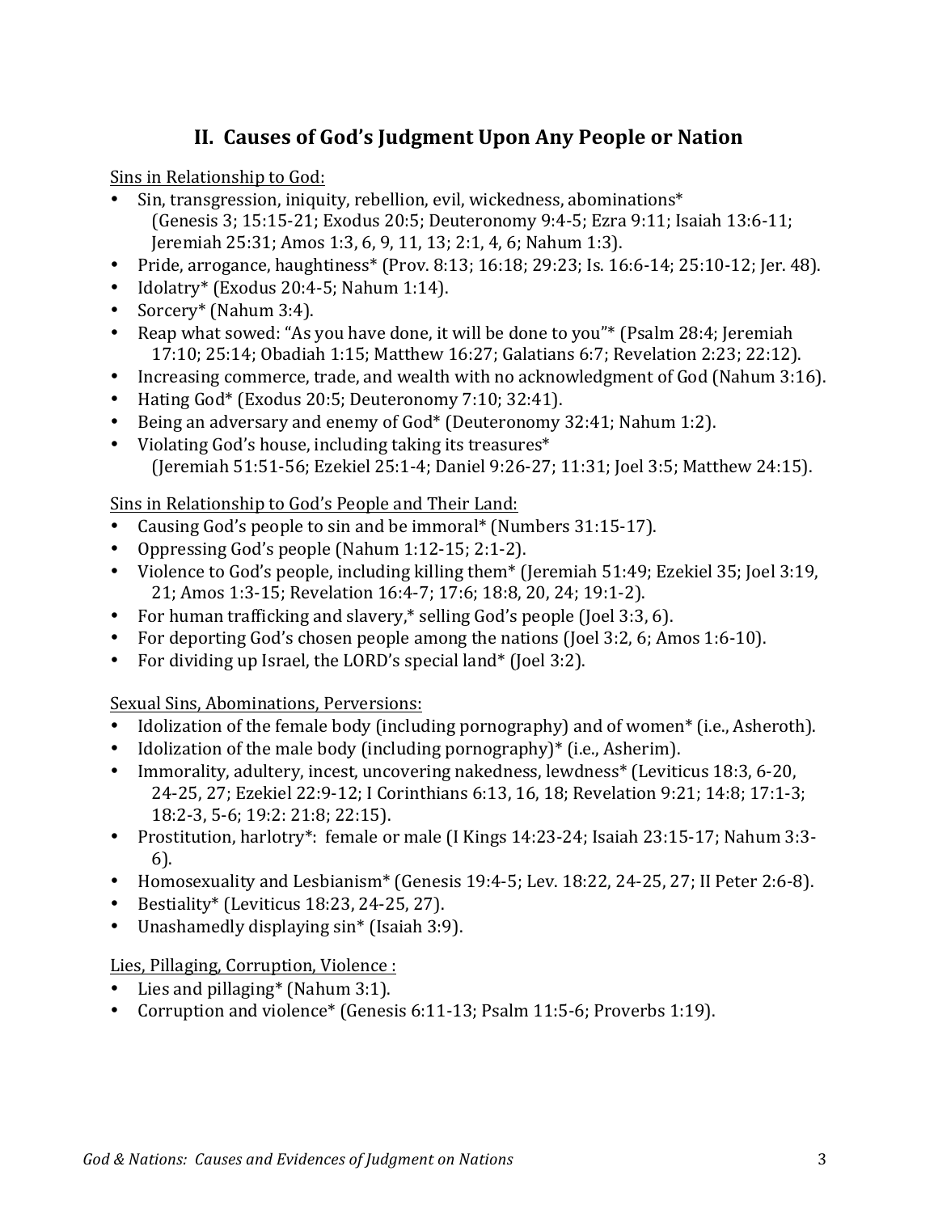## II. Causes of God's Judgment Upon Any People or Nation

Sins in Relationship to God:

- Sin, transgression, iniquity, rebellion, evil, wickedness, abominations* (Genesis 3; 15:15-21; Exodus 20:5; Deuteronomy 9:4-5; Ezra 9:11; Isaiah 13:6-11; Jeremiah 25:31; Amos 1:3, 6, 9, 11, 13; 2:1, 4, 6; Nahum 1:3).
- Pride, arrogance, haughtiness* (Prov. 8:13; 16:18; 29:23; Is. 16:6-14; 25:10-12; Jer. 48).
- Idolatry* (Exodus 20:4-5; Nahum 1:14).
- Sorcery* (Nahum 3:4).
- Reap what sowed: "As you have done, it will be done to you"* (Psalm 28:4; Jeremiah 17:10; 25:14; Obadiah 1:15; Matthew 16:27; Galatians 6:7; Revelation 2:23; 22:12).
- Increasing commerce, trade, and wealth with no acknowledgment of God (Nahum 3:16).
- Hating God* (Exodus 20:5; Deuteronomy 7:10; 32:41).
- Being an adversary and enemy of God* (Deuteronomy 32:41; Nahum 1:2).
- Violating God's house, including taking its treasures* (Jeremiah 51:51-56; Ezekiel 25:1-4; Daniel 9:26-27; 11:31; Joel 3:5; Matthew 24:15).

Sins in Relationship to God's People and Their Land:

- Causing God's people to sin and be immoral* (Numbers 31:15-17).
- Oppressing God's people (Nahum 1:12-15; 2:1-2).
- Violence to God's people, including killing them* (Jeremiah 51:49; Ezekiel 35; Joel 3:19, 21; Amos 1:3-15; Revelation 16:4-7; 17:6; 18:8, 20, 24; 19:1-2).
- For human trafficking and slavery,* selling God's people (Joel 3:3, 6).
- For deporting God's chosen people among the nations (Joel 3:2, 6; Amos 1:6-10).
- For dividing up Israel, the LORD's special land* (Joel 3:2).

Sexual Sins, Abominations, Perversions:

- Idolization of the female body (including pornography) and of women* (i.e., Asheroth).
- Idolization of the male body (including pornography)* (i.e., Asherim).
- Immorality, adultery, incest, uncovering nakedness, lewdness* (Leviticus 18:3, 6-20, 24-25, 27; Ezekiel 22:9-12; I Corinthians 6:13, 16, 18; Revelation 9:21; 14:8; 17:1-3; 18:2-3, 5-6; 19:2: 21:8; 22:15).
- Prostitution, harlotry*: female or male (I Kings 14:23-24; Isaiah 23:15-17; Nahum 3:3-6).
- Homosexuality and Lesbianism* (Genesis 19:4-5; Lev. 18:22, 24-25, 27; II Peter 2:6-8).
- Bestiality* (Leviticus 18:23, 24-25, 27).
- Unashamedly displaying sin* (Isaiah 3:9).

Lies, Pillaging, Corruption, Violence :

- Lies and pillaging* (Nahum 3:1).
- Corruption and violence* (Genesis 6:11-13; Psalm 11:5-6; Proverbs 1:19).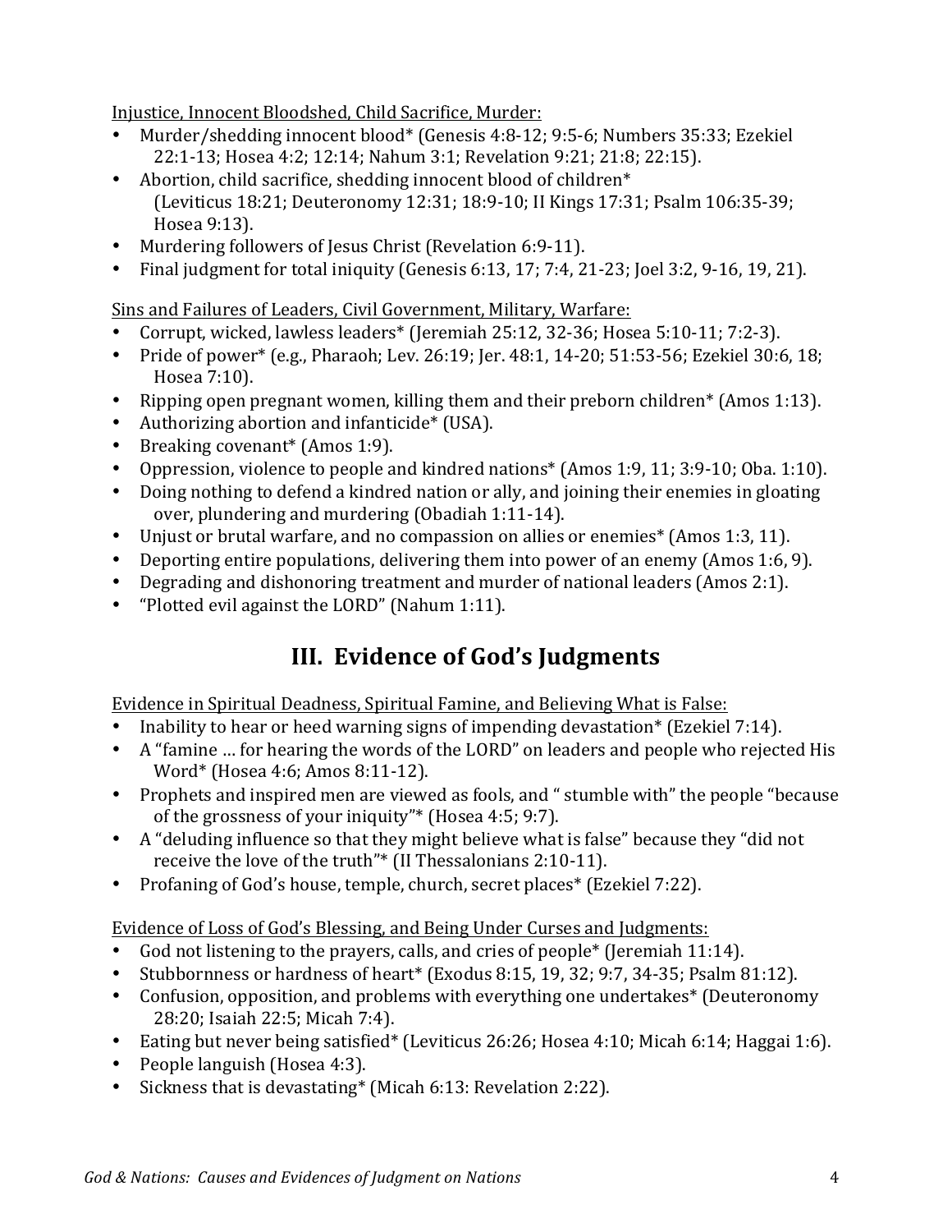Injustice, Innocent Bloodshed, Child Sacrifice, Murder:

- Murder/shedding innocent blood* (Genesis 4:8-12; 9:5-6; Numbers 35:33; Ezekiel 22:1-13; Hosea 4:2; 12:14; Nahum 3:1; Revelation 9:21; 21:8; 22:15).
- Abortion, child sacrifice, shedding innocent blood of children* (Leviticus 18:21; Deuteronomy 12:31; 18:9-10; II Kings 17:31; Psalm 106:35-39; Hosea 9:13).
- Murdering followers of Jesus Christ (Revelation 6:9-11).
- Final judgment for total iniquity (Genesis 6:13, 17; 7:4, 21-23; Joel 3:2, 9-16, 19, 21).

Sins and Failures of Leaders, Civil Government, Military, Warfare:

- Corrupt, wicked, lawless leaders* (Jeremiah 25:12, 32-36; Hosea 5:10-11; 7:2-3).
- Pride of power* (e.g., Pharaoh; Lev. 26:19; Jer. 48:1, 14-20; 51:53-56; Ezekiel 30:6, 18; Hosea 7:10).
- Ripping open pregnant women, killing them and their preborn children* (Amos 1:13).
- Authorizing abortion and infanticide* (USA).
- Breaking covenant* (Amos 1:9).
- Oppression, violence to people and kindred nations* (Amos 1:9, 11; 3:9-10; Oba. 1:10).
- Doing nothing to defend a kindred nation or ally, and joining their enemies in gloating over, plundering and murdering (Obadiah 1:11-14).
- Unjust or brutal warfare, and no compassion on allies or enemies* (Amos 1:3, 11).
- Deporting entire populations, delivering them into power of an enemy (Amos 1:6, 9).
- Degrading and dishonoring treatment and murder of national leaders (Amos 2:1).
- "Plotted evil against the LORD" (Nahum 1:11).

## III. Evidence of God's Judgments

Evidence in Spiritual Deadness, Spiritual Famine, and Believing What is False:

- Inability to hear or heed warning signs of impending devastation* (Ezekiel 7:14).
- A "famine … for hearing the words of the LORD" on leaders and people who rejected His Word* (Hosea 4:6; Amos 8:11-12).
- Prophets and inspired men are viewed as fools, and " stumble with" the people "because of the grossness of your iniquity"* (Hosea 4:5; 9:7).
- A "deluding influence so that they might believe what is false" because they "did not receive the love of the truth"* (II Thessalonians 2:10-11).
- Profaning of God's house, temple, church, secret places* (Ezekiel 7:22).

Evidence of Loss of God's Blessing, and Being Under Curses and Judgments:

- God not listening to the prayers, calls, and cries of people* (Jeremiah 11:14).
- Stubbornness or hardness of heart* (Exodus 8:15, 19, 32; 9:7, 34-35; Psalm 81:12).
- Confusion, opposition, and problems with everything one undertakes* (Deuteronomy 28:20; Isaiah 22:5; Micah 7:4).
- Eating but never being satisfied* (Leviticus 26:26; Hosea 4:10; Micah 6:14; Haggai 1:6).
- People languish (Hosea 4:3).
- Sickness that is devastating* (Micah 6:13: Revelation 2:22).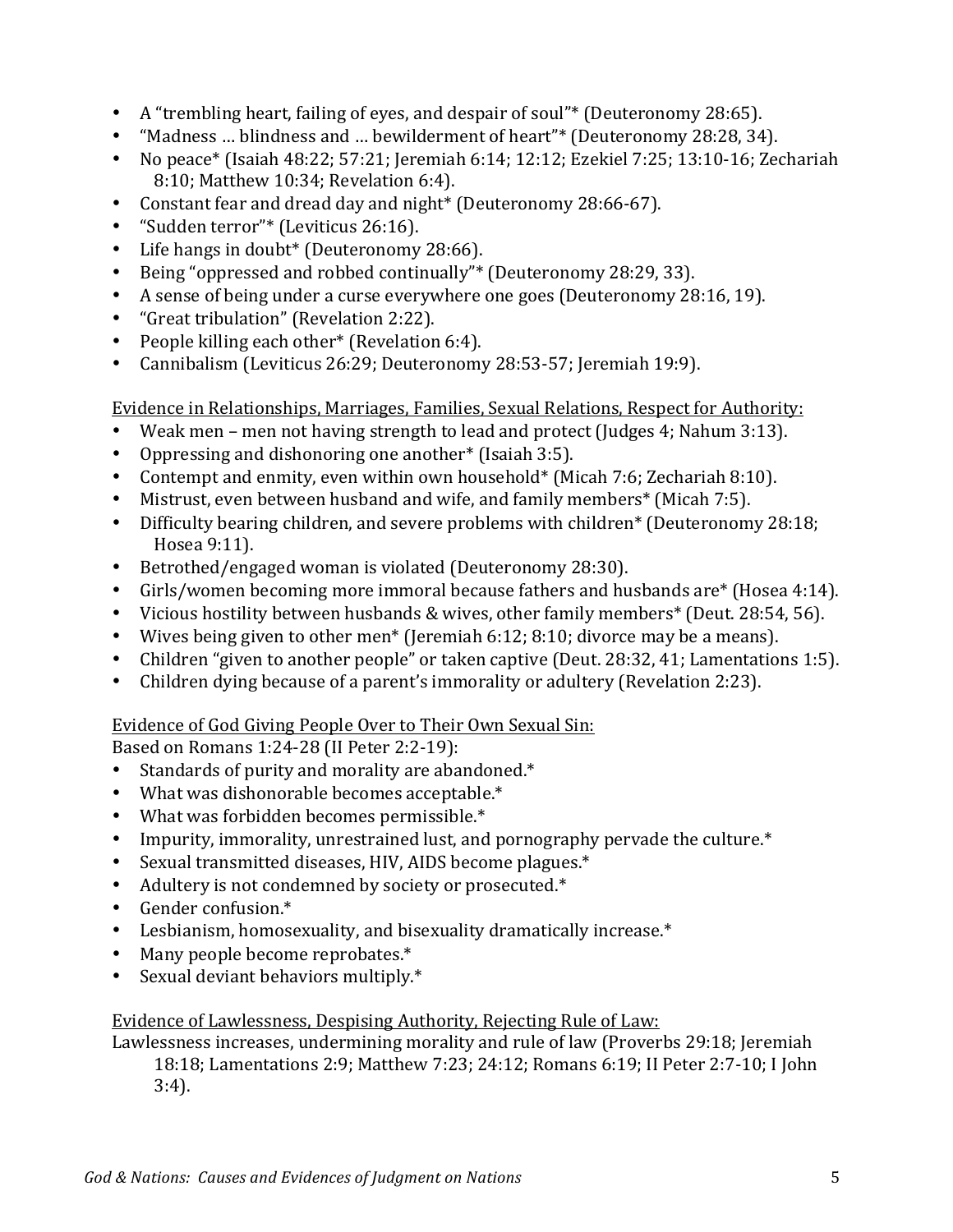- A "trembling heart, failing of eyes, and despair of soul"* (Deuteronomy 28:65).
- "Madness … blindness and … bewilderment of heart"* (Deuteronomy 28:28, 34).
- No peace* (Isaiah 48:22; 57:21; Jeremiah 6:14; 12:12; Ezekiel 7:25; 13:10-16; Zechariah 8:10; Matthew 10:34; Revelation 6:4).
- Constant fear and dread day and night* (Deuteronomy 28:66-67).
- "Sudden terror"* (Leviticus 26:16).
- Life hangs in doubt* (Deuteronomy 28:66).
- Being "oppressed and robbed continually"* (Deuteronomy 28:29, 33).
- A sense of being under a curse everywhere one goes (Deuteronomy 28:16, 19).
- "Great tribulation" (Revelation 2:22).
- People killing each other* (Revelation 6:4).
- Cannibalism (Leviticus 26:29; Deuteronomy 28:53-57; Jeremiah 19:9).

<u>Evidence in Relationships, Marriages, Families, Sexual Relations, Respect for Authority:</u>

- Weak men – men not having strength to lead and protect (Judges 4; Nahum 3:13).
- Oppressing and dishonoring one another* (Isaiah 3:5).
- Contempt and enmity, even within own household* (Micah 7:6; Zechariah 8:10).
- Mistrust, even between husband and wife, and family members* (Micah 7:5).
- Difficulty bearing children, and severe problems with children* (Deuteronomy 28:18; Hosea 9:11).
- Betrothed/engaged woman is violated (Deuteronomy 28:30).
- Girls/women becoming more immoral because fathers and husbands are* (Hosea 4:14).
- Vicious hostility between husbands & wives, other family members* (Deut. 28:54, 56).
- Wives being given to other men* (Jeremiah 6:12; 8:10; divorce may be a means).
- Children "given to another people" or taken captive (Deut. 28:32, 41; Lamentations 1:5).
- Children dying because of a parent's immorality or adultery (Revelation 2:23).

<u>Evidence of God Giving People Over to Their Own Sexual Sin:</u>

Based on Romans 1:24-28 (II Peter 2:2-19):

- Standards of purity and morality are abandoned.*
- What was dishonorable becomes acceptable.*
- What was forbidden becomes permissible.*
- Impurity, immorality, unrestrained lust, and pornography pervade the culture.*
- Sexual transmitted diseases, HIV, AIDS become plagues.*
- Adultery is not condemned by society or prosecuted.*
- Gender confusion.*
- Lesbianism, homosexuality, and bisexuality dramatically increase.*
- Many people become reprobates.*
- Sexual deviant behaviors multiply.*

<u>Evidence of Lawlessness, Despising Authority, Rejecting Rule of Law:</u>

Lawlessness increases, undermining morality and rule of law (Proverbs 29:18; Jeremiah 18:18; Lamentations 2:9; Matthew 7:23; 24:12; Romans 6:19; II Peter 2:7-10; I John 3:4).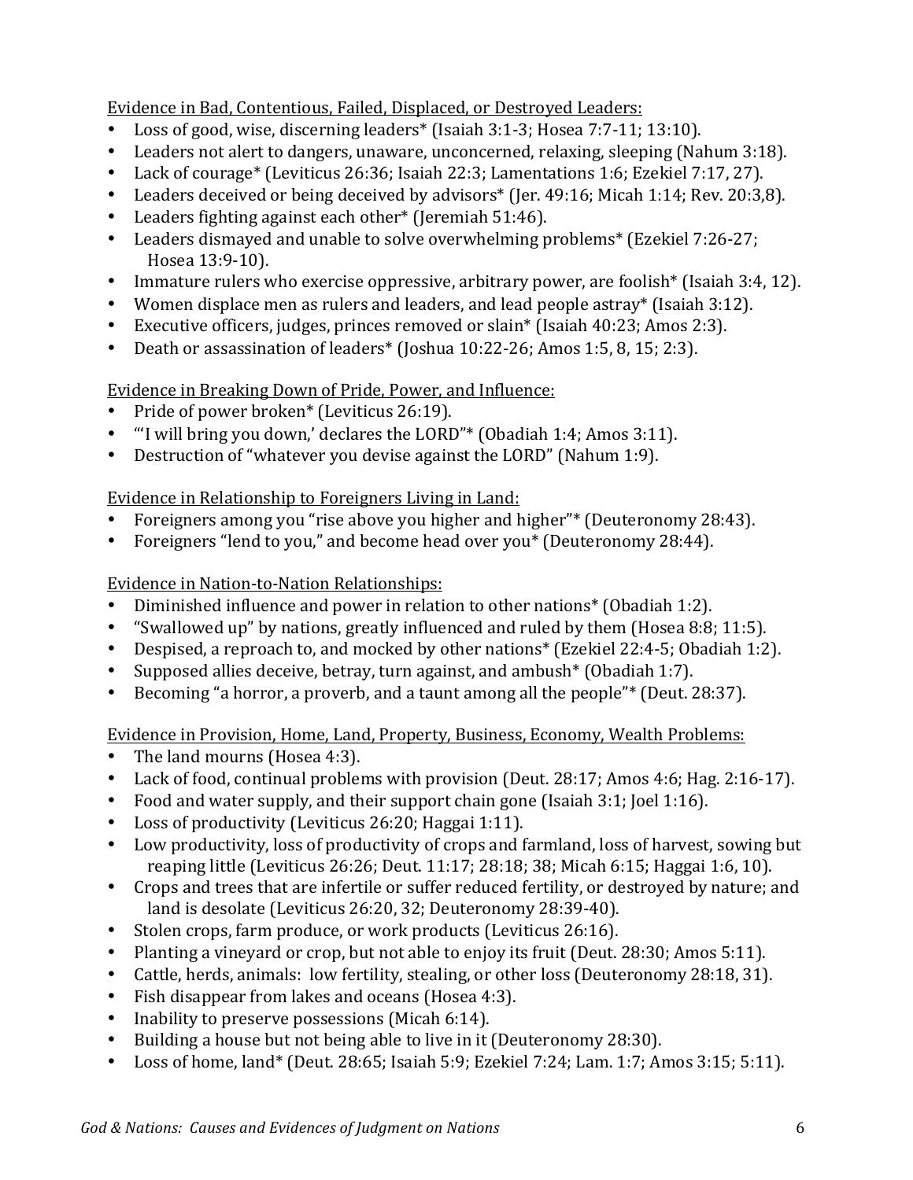Evidence in Bad, Contentious, Failed, Displaced, or Destroyed Leaders:

- Loss of good, wise, discerning leaders* (Isaiah 3:1-3; Hosea 7:7-11; 13:10).
- Leaders not alert to dangers, unaware, unconcerned, relaxing, sleeping (Nahum 3:18).
- Lack of courage* (Leviticus 26:36; Isaiah 22:3; Lamentations 1:6; Ezekiel 7:17, 27).
- Leaders deceived or being deceived by advisors* (Jer. 49:16; Micah 1:14; Rev. 20:3,8).
- Leaders fighting against each other* (Jeremiah 51:46).
- Leaders dismayed and unable to solve overwhelming problems* (Ezekiel 7:26-27; Hosea 13:9-10).
- Immature rulers who exercise oppressive, arbitrary power, are foolish* (Isaiah 3:4, 12).
- Women displace men as rulers and leaders, and lead people astray* (Isaiah 3:12).
- Executive officers, judges, princes removed or slain* (Isaiah 40:23; Amos 2:3).
- Death or assassination of leaders* (Joshua 10:22-26; Amos 1:5, 8, 15; 2:3).

Evidence in Breaking Down of Pride, Power, and Influence:

- Pride of power broken* (Leviticus 26:19).
- "'I will bring you down,' declares the LORD"* (Obadiah 1:4; Amos 3:11).
- Destruction of "whatever you devise against the LORD" (Nahum 1:9).

Evidence in Relationship to Foreigners Living in Land:

- Foreigners among you "rise above you higher and higher"* (Deuteronomy 28:43).
- Foreigners "lend to you," and become head over you* (Deuteronomy 28:44).

Evidence in Nation-to-Nation Relationships:

- Diminished influence and power in relation to other nations* (Obadiah 1:2).
- "Swallowed up" by nations, greatly influenced and ruled by them (Hosea 8:8; 11:5).
- Despised, a reproach to, and mocked by other nations* (Ezekiel 22:4-5; Obadiah 1:2).
- Supposed allies deceive, betray, turn against, and ambush* (Obadiah 1:7).
- Becoming "a horror, a proverb, and a taunt among all the people"* (Deut. 28:37).

Evidence in Provision, Home, Land, Property, Business, Economy, Wealth Problems:

- The land mourns (Hosea 4:3).
- Lack of food, continual problems with provision (Deut. 28:17; Amos 4:6; Hag. 2:16-17).
- Food and water supply, and their support chain gone (Isaiah 3:1; Joel 1:16).
- Loss of productivity (Leviticus 26:20; Haggai 1:11).
- Low productivity, loss of productivity of crops and farmland, loss of harvest, sowing but reaping little (Leviticus 26:26; Deut. 11:17; 28:18; 38; Micah 6:15; Haggai 1:6, 10).
- Crops and trees that are infertile or suffer reduced fertility, or destroyed by nature; and land is desolate (Leviticus 26:20, 32; Deuteronomy 28:39-40).
- Stolen crops, farm produce, or work products (Leviticus 26:16).
- Planting a vineyard or crop, but not able to enjoy its fruit (Deut. 28:30; Amos 5:11).
- Cattle, herds, animals: low fertility, stealing, or other loss (Deuteronomy 28:18, 31).
- Fish disappear from lakes and oceans (Hosea 4:3).
- Inability to preserve possessions (Micah 6:14).
- Building a house but not being able to live in it (Deuteronomy 28:30).
- Loss of home, land* (Deut. 28:65; Isaiah 5:9; Ezekiel 7:24; Lam. 1:7; Amos 3:15; 5:11).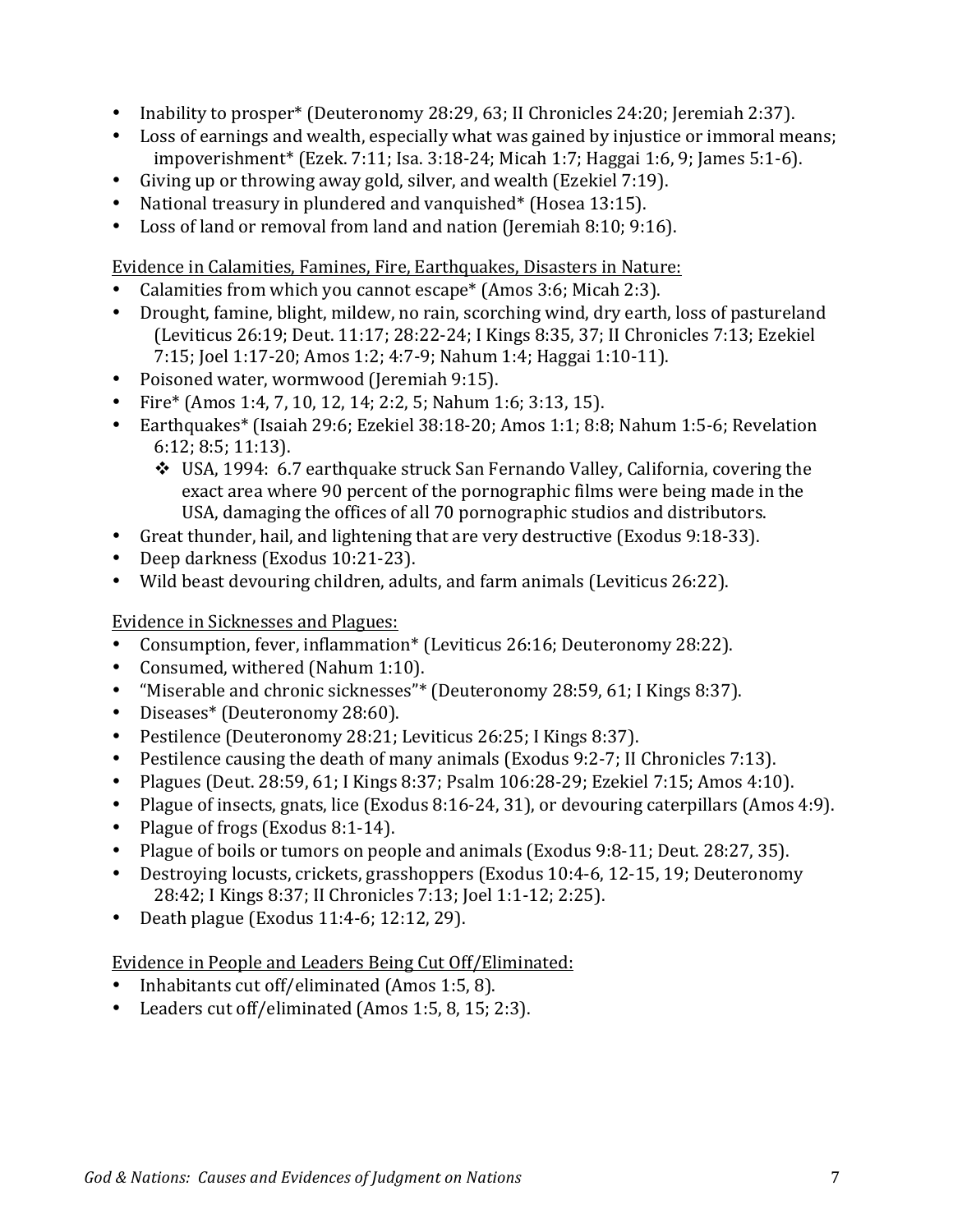- Inability to prosper* (Deuteronomy 28:29, 63; II Chronicles 24:20; Jeremiah 2:37).
- Loss of earnings and wealth, especially what was gained by injustice or immoral means; impoverishment* (Ezek. 7:11; Isa. 3:18-24; Micah 1:7; Haggai 1:6, 9; James 5:1-6).
- Giving up or throwing away gold, silver, and wealth (Ezekiel 7:19).
- National treasury in plundered and vanquished* (Hosea 13:15).
- Loss of land or removal from land and nation (Jeremiah 8:10; 9:16).

<u>Evidence in Calamities, Famines, Fire, Earthquakes, Disasters in Nature:</u>

- Calamities from which you cannot escape* (Amos 3:6; Micah 2:3).
- Drought, famine, blight, mildew, no rain, scorching wind, dry earth, loss of pastureland (Leviticus 26:19; Deut. 11:17; 28:22-24; I Kings 8:35, 37; II Chronicles 7:13; Ezekiel 7:15; Joel 1:17-20; Amos 1:2; 4:7-9; Nahum 1:4; Haggai 1:10-11).
- Poisoned water, wormwood (Jeremiah 9:15).
- Fire* (Amos 1:4, 7, 10, 12, 14; 2:2, 5; Nahum 1:6; 3:13, 15).
- Earthquakes* (Isaiah 29:6; Ezekiel 38:18-20; Amos 1:1; 8:8; Nahum 1:5-6; Revelation 6:12; 8:5; 11:13).
  - USA, 1994: 6.7 earthquake struck San Fernando Valley, California, covering the exact area where 90 percent of the pornographic films were being made in the USA, damaging the offices of all 70 pornographic studios and distributors.
- Great thunder, hail, and lightening that are very destructive (Exodus 9:18-33).
- Deep darkness (Exodus 10:21-23).
- Wild beast devouring children, adults, and farm animals (Leviticus 26:22).

<u>Evidence in Sicknesses and Plagues:</u>

- Consumption, fever, inflammation* (Leviticus 26:16; Deuteronomy 28:22).
- Consumed, withered (Nahum 1:10).
- "Miserable and chronic sicknesses"* (Deuteronomy 28:59, 61; I Kings 8:37).
- Diseases* (Deuteronomy 28:60).
- Pestilence (Deuteronomy 28:21; Leviticus 26:25; I Kings 8:37).
- Pestilence causing the death of many animals (Exodus 9:2-7; II Chronicles 7:13).
- Plagues (Deut. 28:59, 61; I Kings 8:37; Psalm 106:28-29; Ezekiel 7:15; Amos 4:10).
- Plague of insects, gnats, lice (Exodus 8:16-24, 31), or devouring caterpillars (Amos 4:9).
- Plague of frogs (Exodus 8:1-14).
- Plague of boils or tumors on people and animals (Exodus 9:8-11; Deut. 28:27, 35).
- Destroying locusts, crickets, grasshoppers (Exodus 10:4-6, 12-15, 19; Deuteronomy 28:42; I Kings 8:37; II Chronicles 7:13; Joel 1:1-12; 2:25).
- Death plague (Exodus 11:4-6; 12:12, 29).

<u>Evidence in People and Leaders Being Cut Off/Eliminated:</u>

- Inhabitants cut off/eliminated (Amos 1:5, 8).
- Leaders cut off/eliminated (Amos 1:5, 8, 15; 2:3).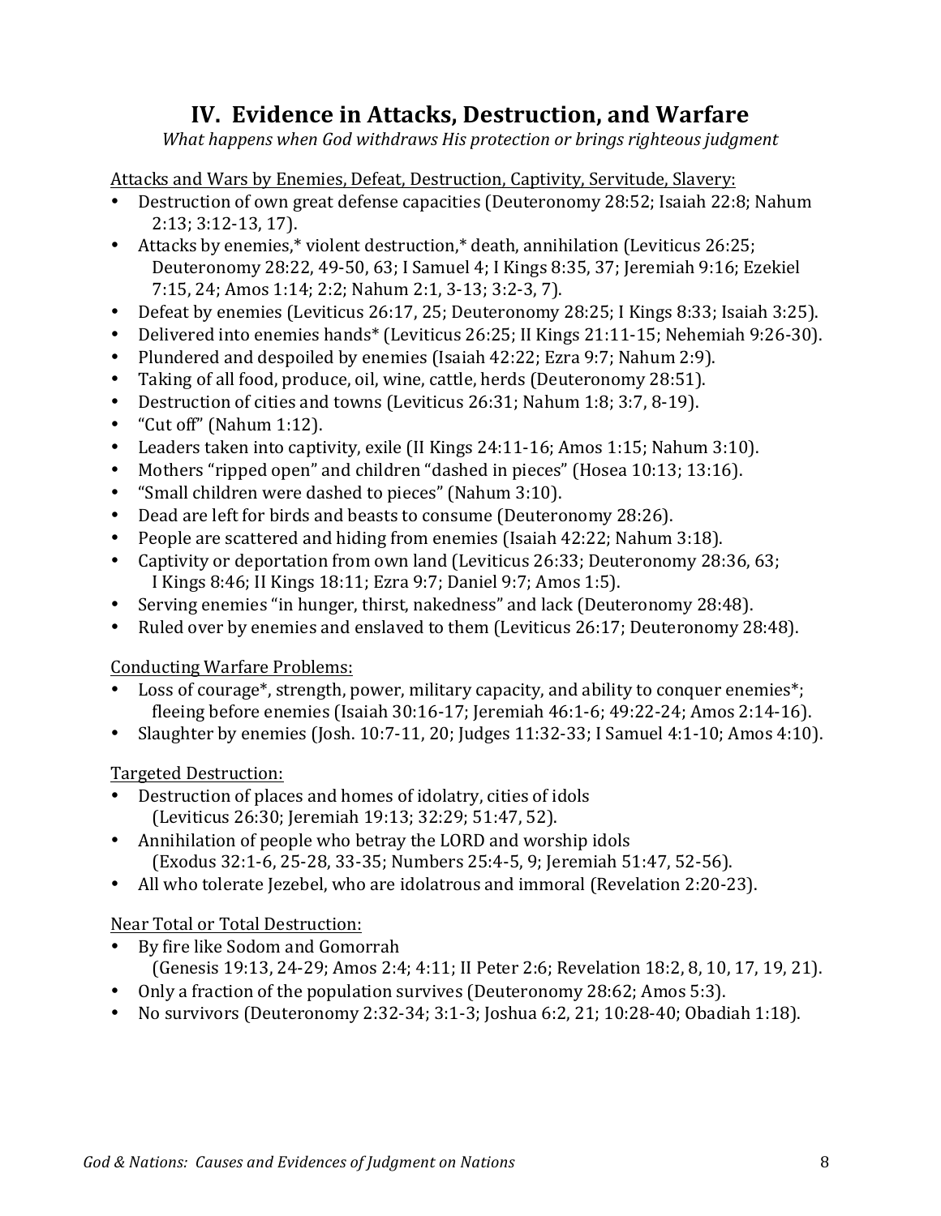## IV. Evidence in Attacks, Destruction, and Warfare

*What happens when God withdraws His protection or brings righteous judgment*

Attacks and Wars by Enemies, Defeat, Destruction, Captivity, Servitude, Slavery:

- Destruction of own great defense capacities (Deuteronomy 28:52; Isaiah 22:8; Nahum 2:13; 3:12-13, 17).
- Attacks by enemies,* violent destruction,* death, annihilation (Leviticus 26:25; Deuteronomy 28:22, 49-50, 63; I Samuel 4; I Kings 8:35, 37; Jeremiah 9:16; Ezekiel 7:15, 24; Amos 1:14; 2:2; Nahum 2:1, 3-13; 3:2-3, 7).
- Defeat by enemies (Leviticus 26:17, 25; Deuteronomy 28:25; I Kings 8:33; Isaiah 3:25).
- Delivered into enemies hands* (Leviticus 26:25; II Kings 21:11-15; Nehemiah 9:26-30).
- Plundered and despoiled by enemies (Isaiah 42:22; Ezra 9:7; Nahum 2:9).
- Taking of all food, produce, oil, wine, cattle, herds (Deuteronomy 28:51).
- Destruction of cities and towns (Leviticus 26:31; Nahum 1:8; 3:7, 8-19).
- "Cut off" (Nahum 1:12).
- Leaders taken into captivity, exile (II Kings 24:11-16; Amos 1:15; Nahum 3:10).
- Mothers "ripped open" and children "dashed in pieces" (Hosea 10:13; 13:16).
- "Small children were dashed to pieces" (Nahum 3:10).
- Dead are left for birds and beasts to consume (Deuteronomy 28:26).
- People are scattered and hiding from enemies (Isaiah 42:22; Nahum 3:18).
- Captivity or deportation from own land (Leviticus 26:33; Deuteronomy 28:36, 63; I Kings 8:46; II Kings 18:11; Ezra 9:7; Daniel 9:7; Amos 1:5).
- Serving enemies "in hunger, thirst, nakedness" and lack (Deuteronomy 28:48).
- Ruled over by enemies and enslaved to them (Leviticus 26:17; Deuteronomy 28:48).

Conducting Warfare Problems:

- Loss of courage*, strength, power, military capacity, and ability to conquer enemies*; fleeing before enemies (Isaiah 30:16-17; Jeremiah 46:1-6; 49:22-24; Amos 2:14-16).
- Slaughter by enemies (Josh. 10:7-11, 20; Judges 11:32-33; I Samuel 4:1-10; Amos 4:10).

Targeted Destruction:

- Destruction of places and homes of idolatry, cities of idols (Leviticus 26:30; Jeremiah 19:13; 32:29; 51:47, 52).
- Annihilation of people who betray the LORD and worship idols (Exodus 32:1-6, 25-28, 33-35; Numbers 25:4-5, 9; Jeremiah 51:47, 52-56).
- All who tolerate Jezebel, who are idolatrous and immoral (Revelation 2:20-23).

Near Total or Total Destruction:

- By fire like Sodom and Gomorrah (Genesis 19:13, 24-29; Amos 2:4; 4:11; II Peter 2:6; Revelation 18:2, 8, 10, 17, 19, 21).
- Only a fraction of the population survives (Deuteronomy 28:62; Amos 5:3).
- No survivors (Deuteronomy 2:32-34; 3:1-3; Joshua 6:2, 21; 10:28-40; Obadiah 1:18).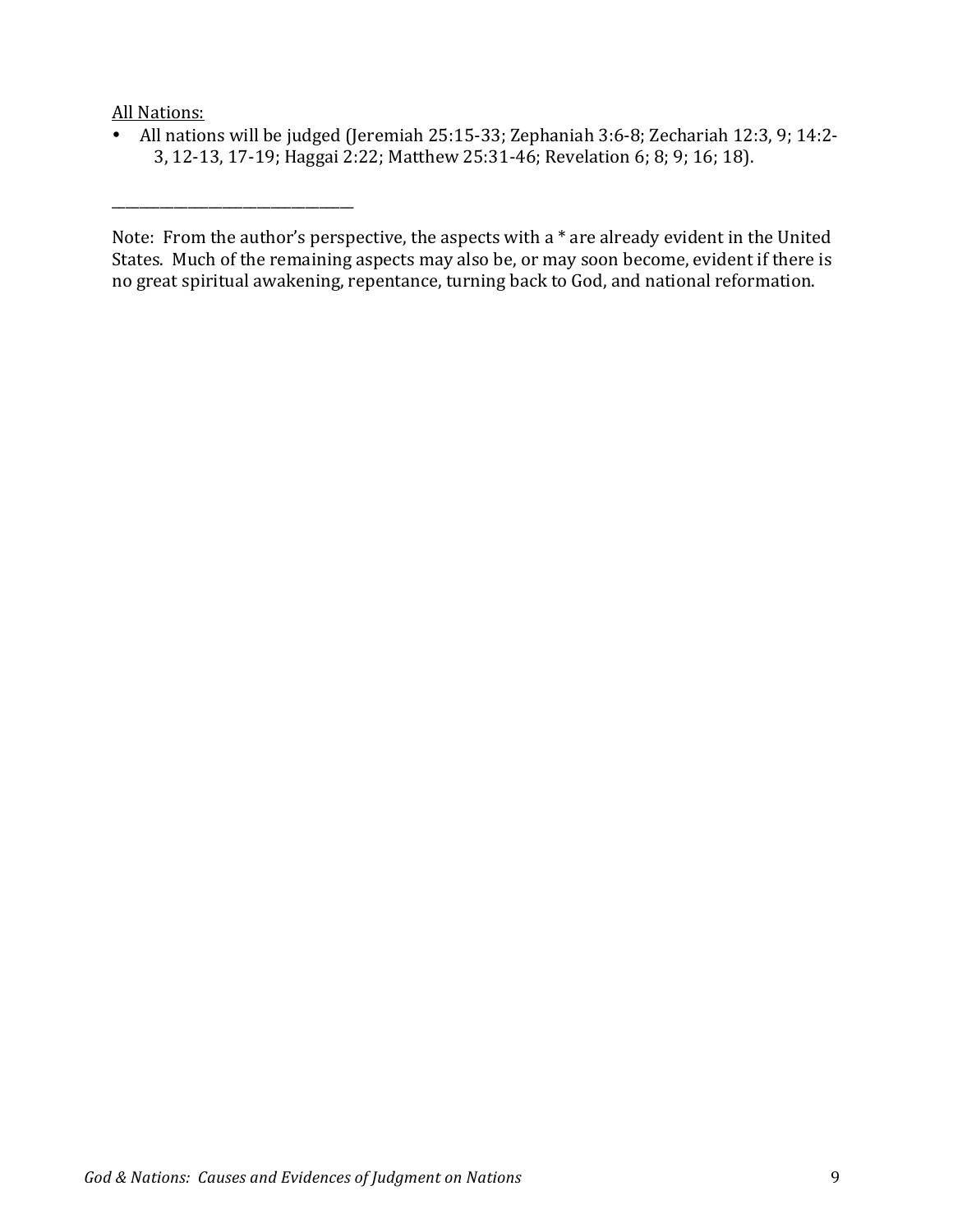<u>All Nations:</u>

- All nations will be judged (Jeremiah 25:15-33; Zephaniah 3:6-8; Zechariah 12:3, 9; 14:2-3, 12-13, 17-19; Haggai 2:22; Matthew 25:31-46; Revelation 6; 8; 9; 16; 18).

---

Note: From the author's perspective, the aspects with a * are already evident in the United States. Much of the remaining aspects may also be, or may soon become, evident if there is no great spiritual awakening, repentance, turning back to God, and national reformation.